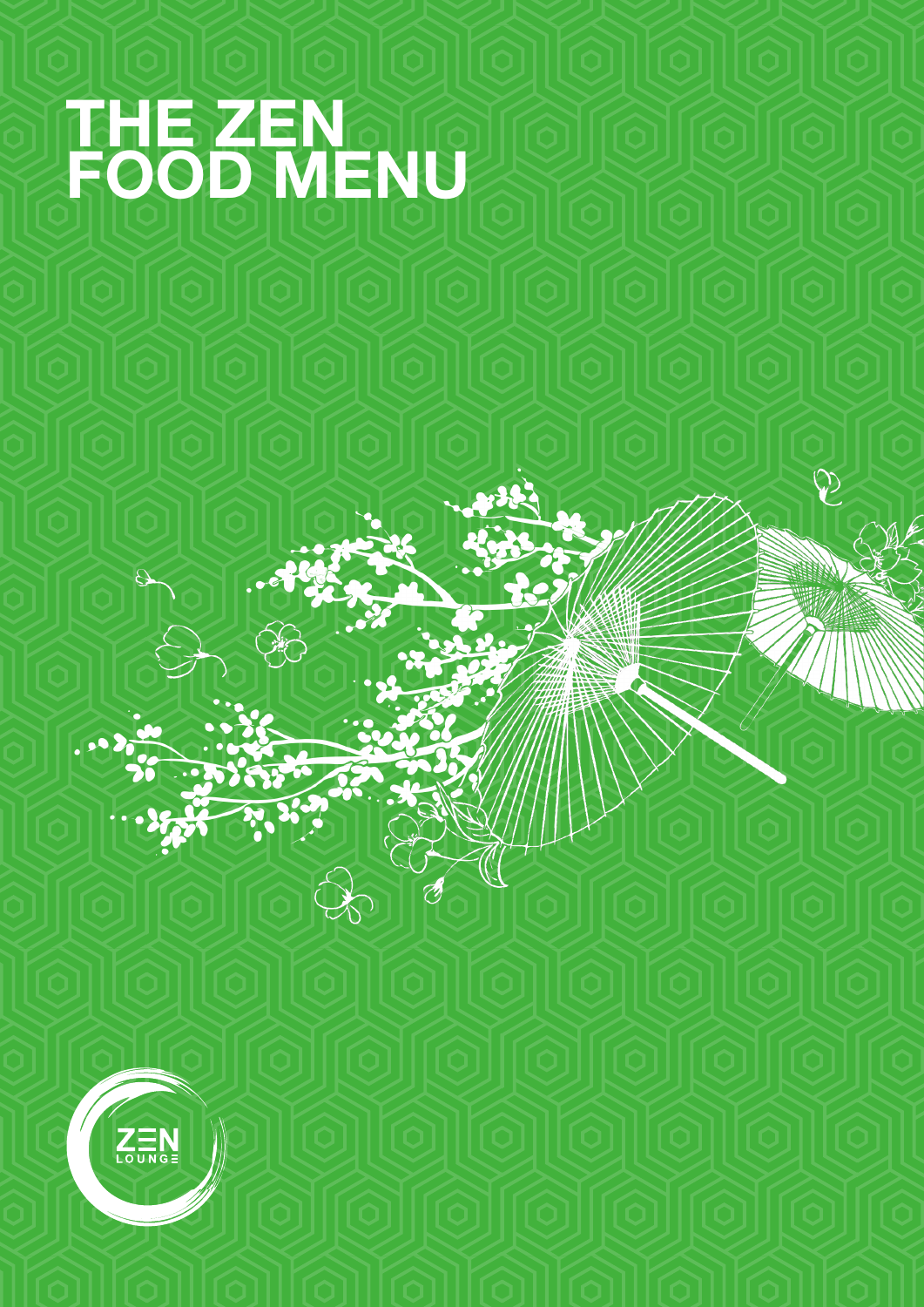# THE ZEN FOOD MENU

ZEN LOUNGE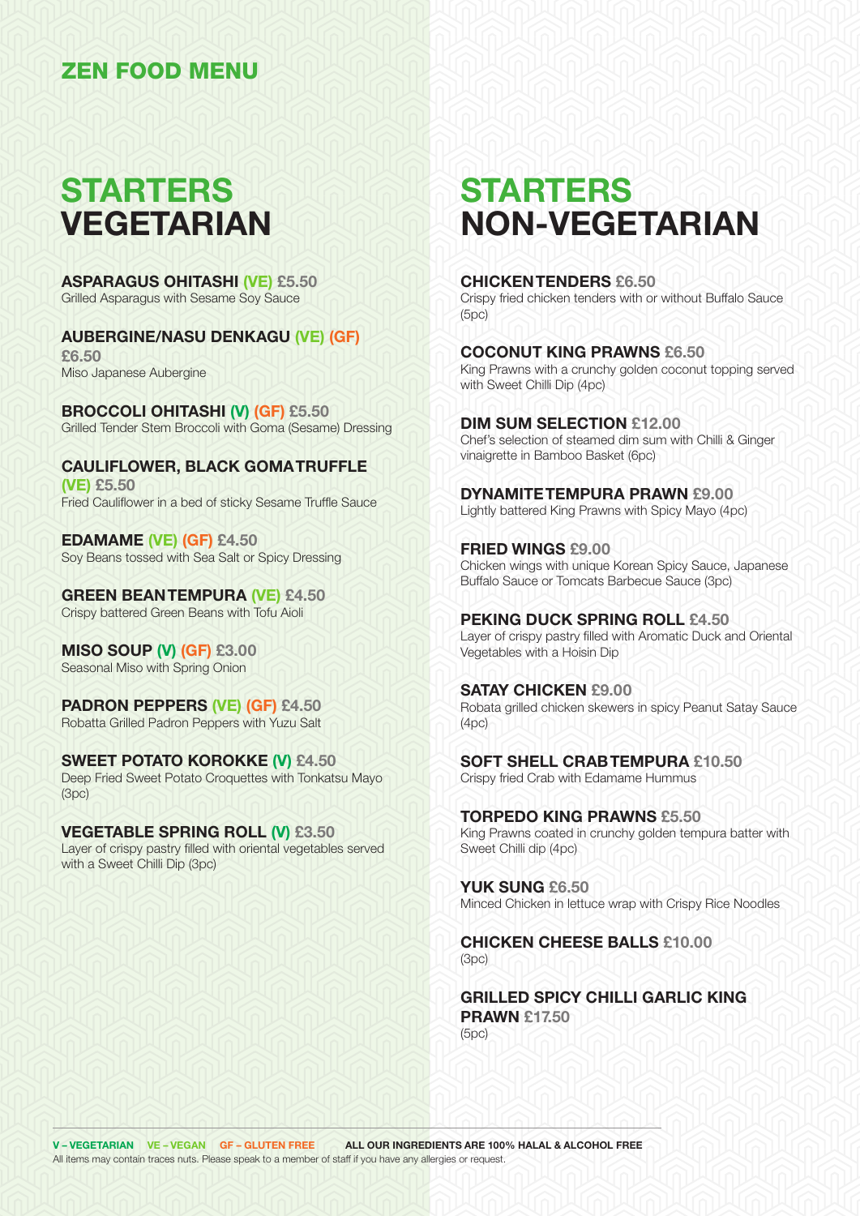## ZEN FOOD MENU

# STARTERS VEGETARIAN

**ASPARAGUS OHITASHI (VE) £5.50**
Grilled Asparagus with Sesame Soy Sauce

**AUBERGINE/NASU DENKAGU (VE) (GF) £6.50**
Miso Japanese Aubergine

**BROCCOLI OHITASHI (V) (GF) £5.50**
Grilled Tender Stem Broccoli with Goma (Sesame) Dressing

**CAULIFLOWER, BLACK GOMA TRUFFLE (VE) £5.50**
Fried Cauliflower in a bed of sticky Sesame Truffle Sauce

**EDAMAME (VE) (GF) £4.50**
Soy Beans tossed with Sea Salt or Spicy Dressing

**GREEN BEAN TEMPURA (VE) £4.50**
Crispy battered Green Beans with Tofu Aioli

**MISO SOUP (V) (GF) £3.00**
Seasonal Miso with Spring Onion

**PADRON PEPPERS (VE) (GF) £4.50**
Robatta Grilled Padron Peppers with Yuzu Salt

**SWEET POTATO KOROKKE (V) £4.50**
Deep Fried Sweet Potato Croquettes with Tonkatsu Mayo (3pc)

**VEGETABLE SPRING ROLL (V) £3.50**
Layer of crispy pastry filled with oriental vegetables served with a Sweet Chilli Dip (3pc)

# STARTERS NON-VEGETARIAN

**CHICKEN TENDERS £6.50**
Crispy fried chicken tenders with or without Buffalo Sauce (5pc)

**COCONUT KING PRAWNS £6.50**
King Prawns with a crunchy golden coconut topping served with Sweet Chilli Dip (4pc)

**DIM SUM SELECTION £12.00**
Chef's selection of steamed dim sum with Chilli & Ginger vinaigrette in Bamboo Basket (6pc)

**DYNAMITE TEMPURA PRAWN £9.00**
Lightly battered King Prawns with Spicy Mayo (4pc)

**FRIED WINGS £9.00**
Chicken wings with unique Korean Spicy Sauce, Japanese Buffalo Sauce or Tomcats Barbecue Sauce (3pc)

**PEKING DUCK SPRING ROLL £4.50**
Layer of crispy pastry filled with Aromatic Duck and Oriental Vegetables with a Hoisin Dip

**SATAY CHICKEN £9.00**
Robata grilled chicken skewers in spicy Peanut Satay Sauce (4pc)

**SOFT SHELL CRAB TEMPURA £10.50**
Crispy fried Crab with Edamame Hummus

**TORPEDO KING PRAWNS £5.50**
King Prawns coated in crunchy golden tempura batter with Sweet Chilli dip (4pc)

**YUK SUNG £6.50**
Minced Chicken in lettuce wrap with Crispy Rice Noodles

**CHICKEN CHEESE BALLS £10.00**
(3pc)

**GRILLED SPICY CHILLI GARLIC KING PRAWN £17.50**
(5pc)

---

**V – VEGETARIAN VE – VEGAN GF – GLUTEN FREE ALL OUR INGREDIENTS ARE 100% HALAL & ALCOHOL FREE**
All items may contain traces nuts. Please speak to a member of staff if you have any allergies or request.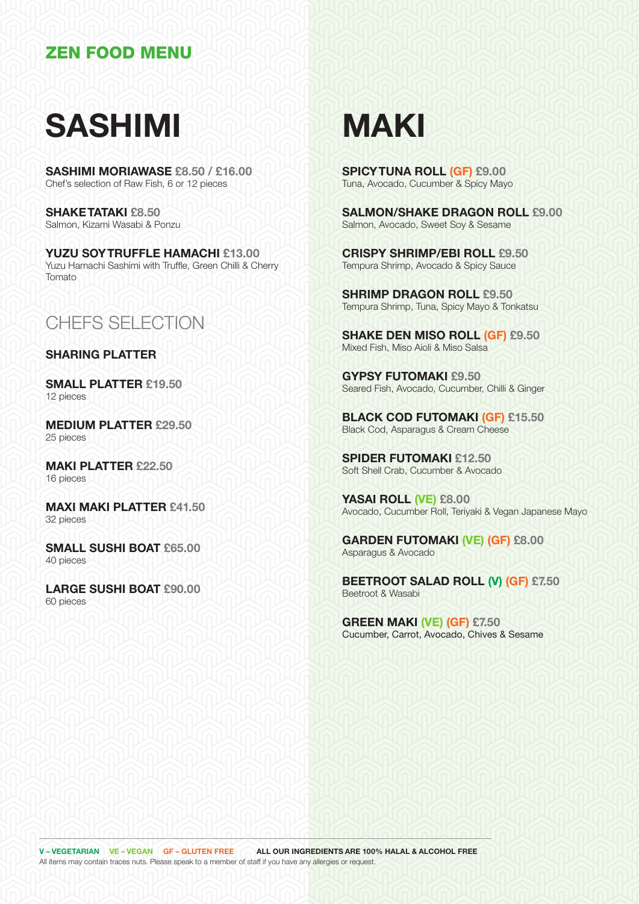## ZEN FOOD MENU

# SASHIMI

**SASHIMI MORIAWASE** £8.50 / £16.00
Chef's selection of Raw Fish, 6 or 12 pieces

**SHAKE TATAKI** £8.50
Salmon, Kizami Wasabi & Ponzu

**YUZU SOY TRUFFLE HAMACHI** £13.00
Yuzu Hamachi Sashimi with Truffle, Green Chilli & Cherry Tomato

## CHEFS SELECTION

### SHARING PLATTER

**SMALL PLATTER** £19.50
12 pieces

**MEDIUM PLATTER** £29.50
25 pieces

**MAKI PLATTER** £22.50
16 pieces

**MAXI MAKI PLATTER** £41.50
32 pieces

**SMALL SUSHI BOAT** £65.00
40 pieces

**LARGE SUSHI BOAT** £90.00
60 pieces

# MAKI

**SPICY TUNA ROLL (GF)** £9.00
Tuna, Avocado, Cucumber & Spicy Mayo

**SALMON/SHAKE DRAGON ROLL** £9.00
Salmon, Avocado, Sweet Soy & Sesame

**CRISPY SHRIMP/EBI ROLL** £9.50
Tempura Shrimp, Avocado & Spicy Sauce

**SHRIMP DRAGON ROLL** £9.50
Tempura Shrimp, Tuna, Spicy Mayo & Tonkatsu

**SHAKE DEN MISO ROLL (GF)** £9.50
Mixed Fish, Miso Aioli & Miso Salsa

**GYPSY FUTOMAKI** £9.50
Seared Fish, Avocado, Cucumber, Chilli & Ginger

**BLACK COD FUTOMAKI (GF)** £15.50
Black Cod, Asparagus & Cream Cheese

**SPIDER FUTOMAKI** £12.50
Soft Shell Crab, Cucumber & Avocado

**YASAI ROLL (VE)** £8.00
Avocado, Cucumber Roll, Teriyaki & Vegan Japanese Mayo

**GARDEN FUTOMAKI (VE) (GF)** £8.00
Asparagus & Avocado

**BEETROOT SALAD ROLL (V) (GF)** £7.50
Beetroot & Wasabi

**GREEN MAKI (VE) (GF)** £7.50
Cucumber, Carrot, Avocado, Chives & Sesame

---

**V – VEGETARIAN  VE – VEGAN  GF – GLUTEN FREE  ALL OUR INGREDIENTS ARE 100% HALAL & ALCOHOL FREE**
All items may contain traces nuts. Please speak to a member of staff if you have any allergies or request.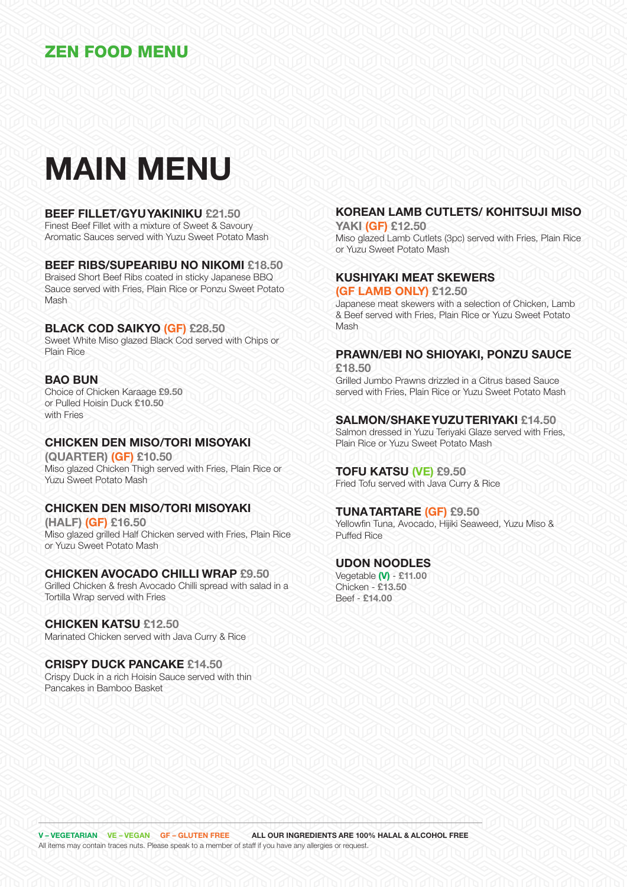## ZEN FOOD MENU

# MAIN MENU

### BEEF FILLET/GYU YAKINIKU £21.50
Finest Beef Fillet with a mixture of Sweet & Savoury Aromatic Sauces served with Yuzu Sweet Potato Mash

### BEEF RIBS/SUPEARIBU NO NIKOMI £18.50
Braised Short Beef Ribs coated in sticky Japanese BBQ Sauce served with Fries, Plain Rice or Ponzu Sweet Potato Mash

### BLACK COD SAIKYO (GF) £28.50
Sweet White Miso glazed Black Cod served with Chips or Plain Rice

### BAO BUN
Choice of Chicken Karaage **£9.50**
or Pulled Hoisin Duck **£10.50**
with Fries

### CHICKEN DEN MISO/TORI MISOYAKI (QUARTER) (GF) £10.50
Miso glazed Chicken Thigh served with Fries, Plain Rice or Yuzu Sweet Potato Mash

### CHICKEN DEN MISO/TORI MISOYAKI (HALF) (GF) £16.50
Miso glazed grilled Half Chicken served with Fries, Plain Rice or Yuzu Sweet Potato Mash

### CHICKEN AVOCADO CHILLI WRAP £9.50
Grilled Chicken & fresh Avocado Chilli spread with salad in a Tortilla Wrap served with Fries

### CHICKEN KATSU £12.50
Marinated Chicken served with Java Curry & Rice

### CRISPY DUCK PANCAKE £14.50
Crispy Duck in a rich Hoisin Sauce served with thin Pancakes in Bamboo Basket

### KOREAN LAMB CUTLETS/ KOHITSUJI MISO YAKI (GF) £12.50
Miso glazed Lamb Cutlets (3pc) served with Fries, Plain Rice or Yuzu Sweet Potato Mash

### KUSHIYAKI MEAT SKEWERS (GF LAMB ONLY) £12.50
Japanese meat skewers with a selection of Chicken, Lamb & Beef served with Fries, Plain Rice or Yuzu Sweet Potato Mash

### PRAWN/EBI NO SHIOYAKI, PONZU SAUCE £18.50
Grilled Jumbo Prawns drizzled in a Citrus based Sauce served with Fries, Plain Rice or Yuzu Sweet Potato Mash

### SALMON/SHAKE YUZU TERIYAKI £14.50
Salmon dressed in Yuzu Teriyaki Glaze served with Fries, Plain Rice or Yuzu Sweet Potato Mash

### TOFU KATSU (VE) £9.50
Fried Tofu served with Java Curry & Rice

### TUNA TARTARE (GF) £9.50
Yellowfin Tuna, Avocado, Hijiki Seaweed, Yuzu Miso & Puffed Rice

### UDON NOODLES
Vegetable **(V)** - **£11.00**
Chicken - **£13.50**
Beef - **£14.00**

---

**V – VEGETARIAN  VE – VEGAN  GF – GLUTEN FREE  ALL OUR INGREDIENTS ARE 100% HALAL & ALCOHOL FREE**

All items may contain traces nuts. Please speak to a member of staff if you have any allergies or request.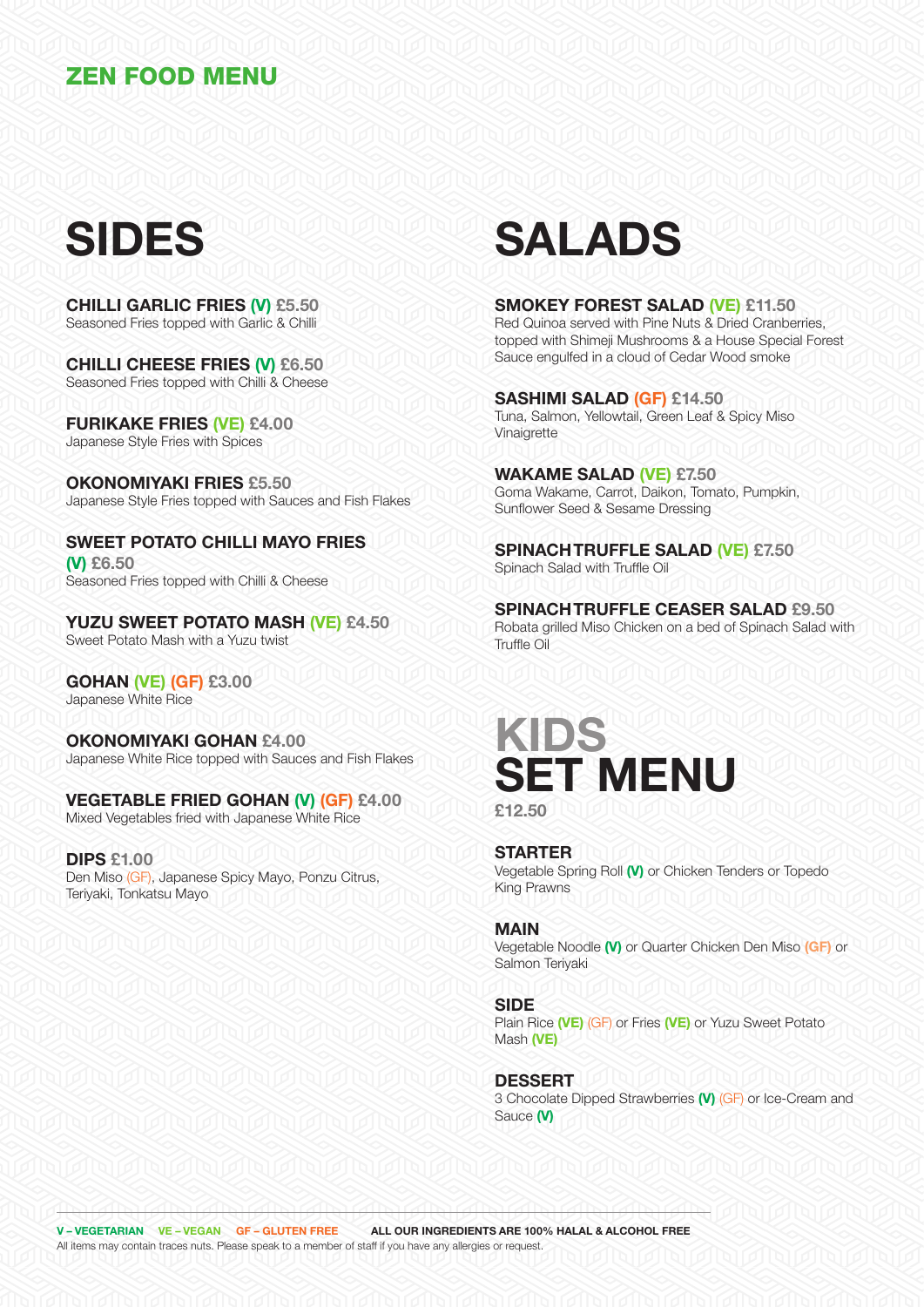## ZEN FOOD MENU

# SIDES

**CHILLI GARLIC FRIES (V) £5.50**
Seasoned Fries topped with Garlic & Chilli

**CHILLI CHEESE FRIES (V) £6.50**
Seasoned Fries topped with Chilli & Cheese

**FURIKAKE FRIES (VE) £4.00**
Japanese Style Fries with Spices

**OKONOMIYAKI FRIES £5.50**
Japanese Style Fries topped with Sauces and Fish Flakes

**SWEET POTATO CHILLI MAYO FRIES (V) £6.50**
Seasoned Fries topped with Chilli & Cheese

**YUZU SWEET POTATO MASH (VE) £4.50**
Sweet Potato Mash with a Yuzu twist

**GOHAN (VE) (GF) £3.00**
Japanese White Rice

**OKONOMIYAKI GOHAN £4.00**
Japanese White Rice topped with Sauces and Fish Flakes

**VEGETABLE FRIED GOHAN (V) (GF) £4.00**
Mixed Vegetables fried with Japanese White Rice

**DIPS £1.00**
Den Miso (GF), Japanese Spicy Mayo, Ponzu Citrus, Teriyaki, Tonkatsu Mayo

# SALADS

**SMOKEY FOREST SALAD (VE) £11.50**
Red Quinoa served with Pine Nuts & Dried Cranberries, topped with Shimeji Mushrooms & a House Special Forest Sauce engulfed in a cloud of Cedar Wood smoke

**SASHIMI SALAD (GF) £14.50**
Tuna, Salmon, Yellowtail, Green Leaf & Spicy Miso Vinaigrette

**WAKAME SALAD (VE) £7.50**
Goma Wakame, Carrot, Daikon, Tomato, Pumpkin, Sunflower Seed & Sesame Dressing

**SPINACH TRUFFLE SALAD (VE) £7.50**
Spinach Salad with Truffle Oil

**SPINACH TRUFFLE CEASER SALAD £9.50**
Robata grilled Miso Chicken on a bed of Spinach Salad with Truffle Oil

# KIDS SET MENU

**£12.50**

**STARTER**
Vegetable Spring Roll (V) or Chicken Tenders or Topedo King Prawns

**MAIN**
Vegetable Noodle (V) or Quarter Chicken Den Miso (GF) or Salmon Teriyaki

**SIDE**
Plain Rice (VE) (GF) or Fries (VE) or Yuzu Sweet Potato Mash (VE)

**DESSERT**
3 Chocolate Dipped Strawberries (V) (GF) or Ice-Cream and Sauce (V)

**V – VEGETARIAN   VE – VEGAN   GF – GLUTEN FREE   ALL OUR INGREDIENTS ARE 100% HALAL & ALCOHOL FREE**

All items may contain traces nuts. Please speak to a member of staff if you have any allergies or request.